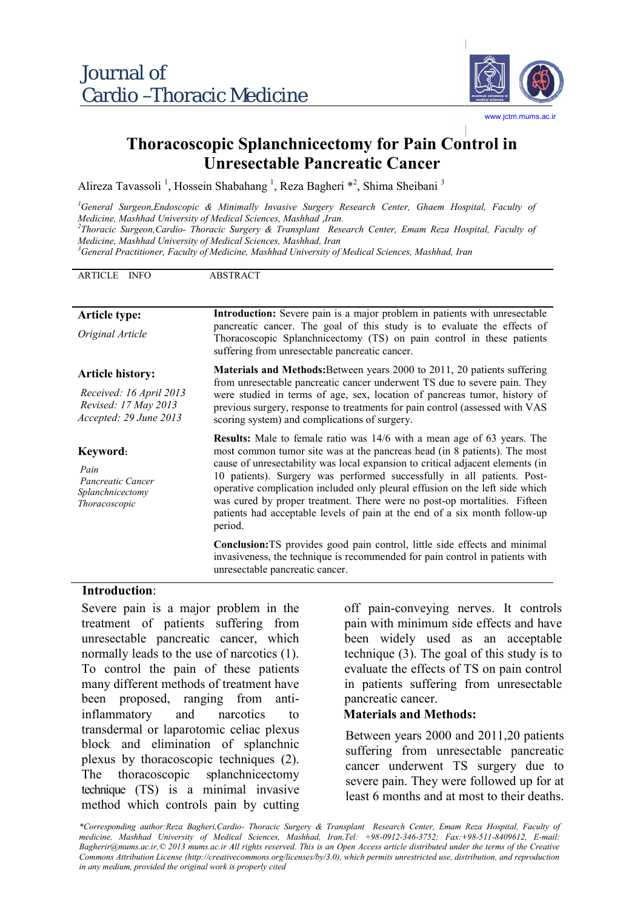Journal of
Cardio –Thoracic Medicine

www.jctm.mums.ac.ir

# Thoracoscopic Splanchnicectomy for Pain Control in Unresectable Pancreatic Cancer

Alireza Tavassoli [1], Hossein Shabahang [1], Reza Bagheri *[2], Shima Sheibani [3]

[1]General Surgeon,Endoscopic & Minimally Invasive Surgery Research Center, Ghaem Hospital, Faculty of Medicine, Mashhad University of Medical Sciences, Mashhad ,Iran.
[2]Thoracic Surgeon,Cardio- Thoracic Surgery & Transplant Research Center, Emam Reza Hospital, Faculty of Medicine, Mashhad University of Medical Sciences, Mashhad, Iran
[3]General Practitioner, Faculty of Medicine, Mashhad University of Medical Sciences, Mashhad, Iran

ARTICLE INFO

**Article type:**

*Original Article*

**Article history:**

*Received: 16 April 2013*
*Revised: 17 May 2013*
*Accepted: 29 June 2013*

**Keyword:**

*Pain*
*Pancreatic Cancer*
*Splanchnicectomy*
*Thoracoscopic*

ABSTRACT

**Introduction:** Severe pain is a major problem in patients with unresectable pancreatic cancer. The goal of this study is to evaluate the effects of Thoracoscopic Splanchnicectomy (TS) on pain control in these patients suffering from unresectable pancreatic cancer.

**Materials and Methods:**Between years 2000 to 2011, 20 patients suffering from unresectable pancreatic cancer underwent TS due to severe pain. They were studied in terms of age, sex, location of pancreas tumor, history of previous surgery, response to treatments for pain control (assessed with VAS scoring system) and complications of surgery.

**Results:** Male to female ratio was 14/6 with a mean age of 63 years. The most common tumor site was at the pancreas head (in 8 patients). The most cause of unresectability was local expansion to critical adjacent elements (in 10 patients). Surgery was performed successfully in all patients. Post-operative complication included only pleural effusion on the left side which was cured by proper treatment. There were no post-op mortalities. Fifteen patients had acceptable levels of pain at the end of a six month follow-up period.

**Conclusion:**TS provides good pain control, little side effects and minimal invasiveness, the technique is recommended for pain control in patients with unresectable pancreatic cancer.

## Introduction:

Severe pain is a major problem in the treatment of patients suffering from unresectable pancreatic cancer, which normally leads to the use of narcotics (1). To control the pain of these patients many different methods of treatment have been proposed, ranging from anti-inflammatory and narcotics to transdermal or laparotomic celiac plexus block and elimination of splanchnic plexus by thoracoscopic techniques (2). The thoracoscopic splanchnicectomy technique (TS) is a minimal invasive method which controls pain by cutting off pain-conveying nerves. It controls pain with minimum side effects and have been widely used as an acceptable technique (3). The goal of this study is to evaluate the effects of TS on pain control in patients suffering from unresectable pancreatic cancer.

## Materials and Methods:

Between years 2000 and 2011,20 patients suffering from unresectable pancreatic cancer underwent TS surgery due to severe pain. They were followed up for at least 6 months and at most to their deaths.

*Corresponding author:Reza Bagheri,Cardio- Thoracic Surgery & Transplant Research Center, Emam Reza Hospital, Faculty of medicine, Mashhad University of Medical Sciences, Mashhad, Iran,Tel: +98-0912-346-3752; Fax:+98-511-8409612, E-mail: Bagherir@mums.ac.ir,© 2013 mums.ac.ir All rights reserved. This is an Open Access article distributed under the terms of the Creative Commons Attribution License (http://creativecommons.org/licenses/by/3.0), which permits unrestricted use, distribution, and reproduction in any medium, provided the original work is properly cited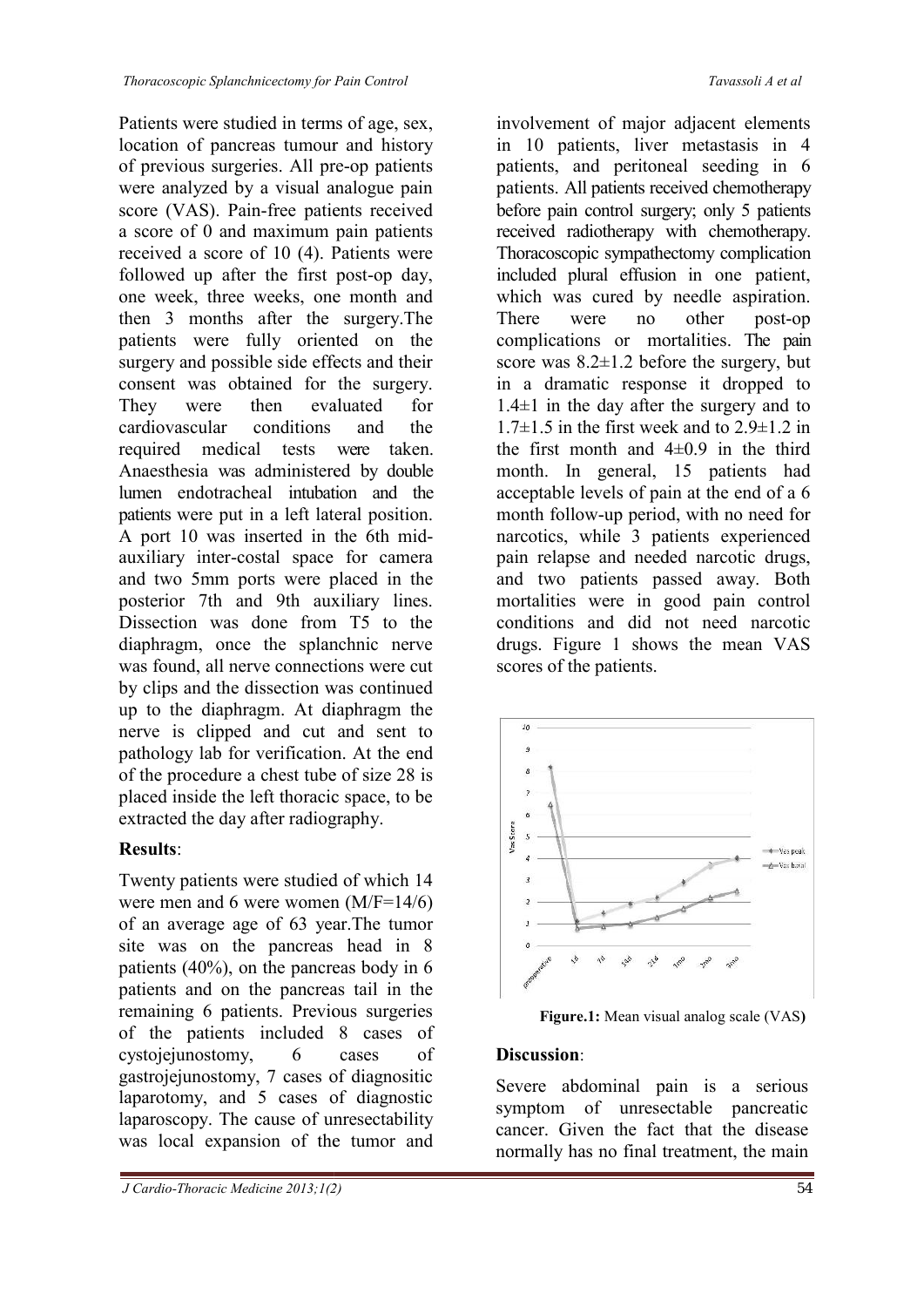Patients were studied in terms of age, sex, location of pancreas tumour and history of previous surgeries. All pre-op patients were analyzed by a visual analogue pain score (VAS). Pain-free patients received a score of 0 and maximum pain patients received a score of 10 (4). Patients were followed up after the first post-op day, one week, three weeks, one month and then 3 months after the surgery.The patients were fully oriented on the surgery and possible side effects and their consent was obtained for the surgery. They were then evaluated for cardiovascular conditions and the required medical tests were taken. Anaesthesia was administered by double lumen endotracheal intubation and the patients were put in a left lateral position. A port 10 was inserted in the 6th mid-auxiliary inter-costal space for camera and two 5mm ports were placed in the posterior 7th and 9th auxiliary lines. Dissection was done from T5 to the diaphragm, once the splanchnic nerve was found, all nerve connections were cut by clips and the dissection was continued up to the diaphragm. At diaphragm the nerve is clipped and cut and sent to pathology lab for verification. At the end of the procedure a chest tube of size 28 is placed inside the left thoracic space, to be extracted the day after radiography.

**Results**:

Twenty patients were studied of which 14 were men and 6 were women (M/F=14/6) of an average age of 63 year.The tumor site was on the pancreas head in 8 patients (40%), on the pancreas body in 6 patients and on the pancreas tail in the remaining 6 patients. Previous surgeries of the patients included 8 cases of cystojejunostomy, 6 cases of gastrojejunostomy, 7 cases of diagnositic laparotomy, and 5 cases of diagnostic laparoscopy. The cause of unresectability was local expansion of the tumor and involvement of major adjacent elements in 10 patients, liver metastasis in 4 patients, and peritoneal seeding in 6 patients. All patients received chemotherapy before pain control surgery; only 5 patients received radiotherapy with chemotherapy. Thoracoscopic sympathectomy complication included plural effusion in one patient, which was cured by needle aspiration. There were no other post-op complications or mortalities. The pain score was 8.2±1.2 before the surgery, but in a dramatic response it dropped to 1.4±1 in the day after the surgery and to 1.7±1.5 in the first week and to 2.9±1.2 in the first month and 4±0.9 in the third month. In general, 15 patients had acceptable levels of pain at the end of a 6 month follow-up period, with no need for narcotics, while 3 patients experienced pain relapse and needed narcotic drugs, and two patients passed away. Both mortalities were in good pain control conditions and did not need narcotic drugs. Figure 1 shows the mean VAS scores of the patients.

**Figure.1:** Mean visual analog scale (VAS)

**Discussion**:

Severe abdominal pain is a serious symptom of unresectable pancreatic cancer. Given the fact that the disease normally has no final treatment, the main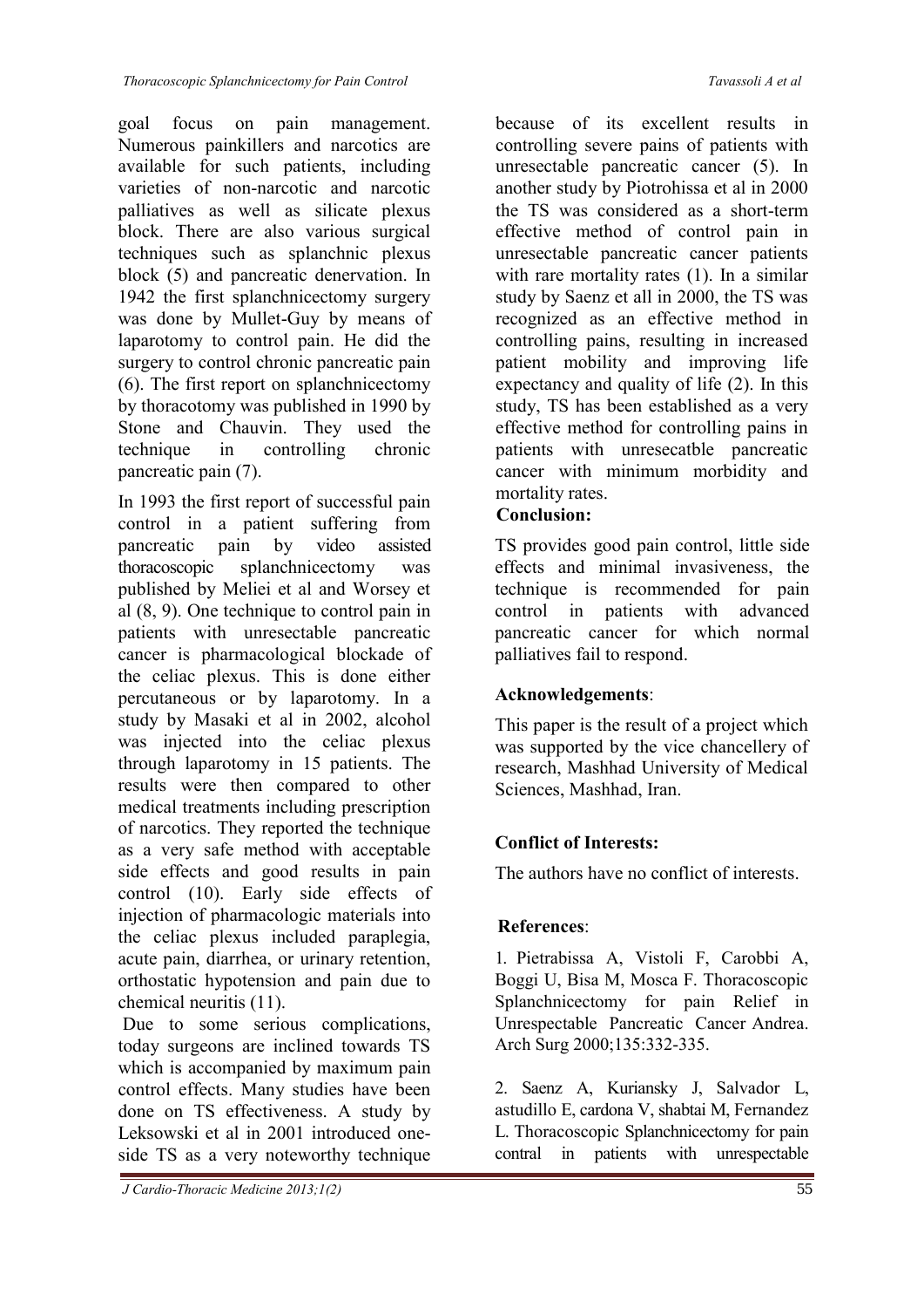goal focus on pain management. Numerous painkillers and narcotics are available for such patients, including varieties of non-narcotic and narcotic palliatives as well as silicate plexus block. There are also various surgical techniques such as splanchnic plexus block (5) and pancreatic denervation. In 1942 the first splanchnicectomy surgery was done by Mullet-Guy by means of laparotomy to control pain. He did the surgery to control chronic pancreatic pain (6). The first report on splanchnicectomy by thoracotomy was published in 1990 by Stone and Chauvin. They used the technique in controlling chronic pancreatic pain (7).

In 1993 the first report of successful pain control in a patient suffering from pancreatic pain by video assisted thoracoscopic splanchnicectomy was published by Meliei et al and Worsey et al (8, 9). One technique to control pain in patients with unresectable pancreatic cancer is pharmacological blockade of the celiac plexus. This is done either percutaneous or by laparotomy. In a study by Masaki et al in 2002, alcohol was injected into the celiac plexus through laparotomy in 15 patients. The results were then compared to other medical treatments including prescription of narcotics. They reported the technique as a very safe method with acceptable side effects and good results in pain control (10). Early side effects of injection of pharmacologic materials into the celiac plexus included paraplegia, acute pain, diarrhea, or urinary retention, orthostatic hypotension and pain due to chemical neuritis (11).

Due to some serious complications, today surgeons are inclined towards TS which is accompanied by maximum pain control effects. Many studies have been done on TS effectiveness. A study by Leksowski et al in 2001 introduced one-side TS as a very noteworthy technique because of its excellent results in controlling severe pains of patients with unresectable pancreatic cancer (5). In another study by Piotrohissa et al in 2000 the TS was considered as a short-term effective method of control pain in unresectable pancreatic cancer patients with rare mortality rates (1). In a similar study by Saenz et all in 2000, the TS was recognized as an effective method in controlling pains, resulting in increased patient mobility and improving life expectancy and quality of life (2). In this study, TS has been established as a very effective method for controlling pains in patients with unresecatble pancreatic cancer with minimum morbidity and mortality rates.

## Conclusion:

TS provides good pain control, little side effects and minimal invasiveness, the technique is recommended for pain control in patients with advanced pancreatic cancer for which normal palliatives fail to respond.

## Acknowledgements:

This paper is the result of a project which was supported by the vice chancellery of research, Mashhad University of Medical Sciences, Mashhad, Iran.

## Conflict of Interests:

The authors have no conflict of interests.

## References:

1. Pietrabissa A, Vistoli F, Carobbi A, Boggi U, Bisa M, Mosca F. Thoracoscopic Splanchnicectomy for pain Relief in Unrespectable Pancreatic Cancer Andrea. Arch Surg 2000;135:332-335.

2. Saenz A, Kuriansky J, Salvador L, astudillo E, cardona V, shabtai M, Fernandez L. Thoracoscopic Splanchnicectomy for pain contral in patients with unrespectable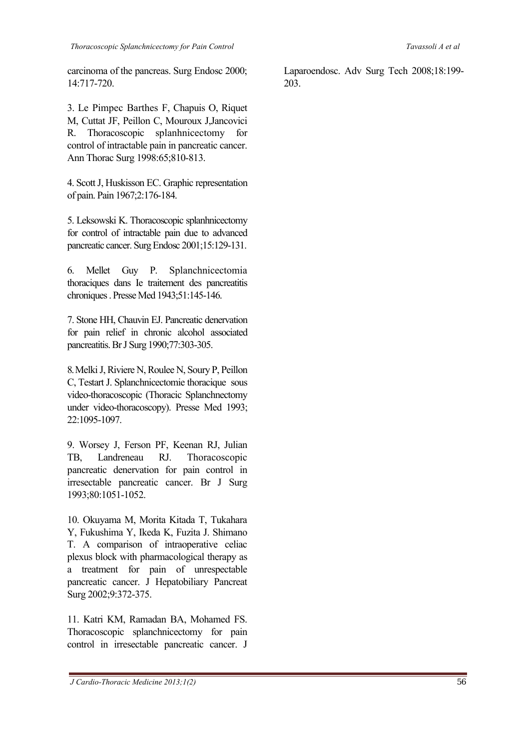carcinoma of the pancreas. Surg Endosc 2000; 14:717-720.

3. Le Pimpec Barthes F, Chapuis O, Riquet M, Cuttat JF, Peillon C, Mouroux J,Jancovici R. Thoracoscopic splanhnicectomy for control of intractable pain in pancreatic cancer. Ann Thorac Surg 1998:65;810-813.

4. Scott J, Huskisson EC. Graphic representation of pain. Pain 1967;2:176-184.

5. Leksowski K. Thoracoscopic splanhnicectomy for control of intractable pain due to advanced pancreatic cancer. Surg Endosc 2001;15:129-131.

6. Mellet Guy P. Splanchnicectomia thoraciques dans Ie traitement des pancreatitis chroniques . Presse Med 1943;51:145-146.

7. Stone HH, Chauvin EJ. Pancreatic denervation for pain relief in chronic alcohol associated pancreatitis. Br J Surg 1990;77:303-305.

8. Melki J, Riviere N, Roulee N, Soury P, Peillon C, Testart J. Splanchnicectomie thoracique sous video-thoracoscopic (Thoracic Splanchnectomy under video-thoracoscopy). Presse Med 1993; 22:1095-1097.

9. Worsey J, Ferson PF, Keenan RJ, Julian TB, Landreneau RJ. Thoracoscopic pancreatic denervation for pain control in irresectable pancreatic cancer. Br J Surg 1993;80:1051-1052.

10. Okuyama M, Morita Kitada T, Tukahara Y, Fukushima Y, Ikeda K, Fuzita J. Shimano T. A comparison of intraoperative celiac plexus block with pharmacological therapy as a treatment for pain of unrespectable pancreatic cancer. J Hepatobiliary Pancreat Surg 2002;9:372-375.

11. Katri KM, Ramadan BA, Mohamed FS. Thoracoscopic splanchnicectomy for pain control in irresectable pancreatic cancer. J Laparoendosc. Adv Surg Tech 2008;18:199-203.